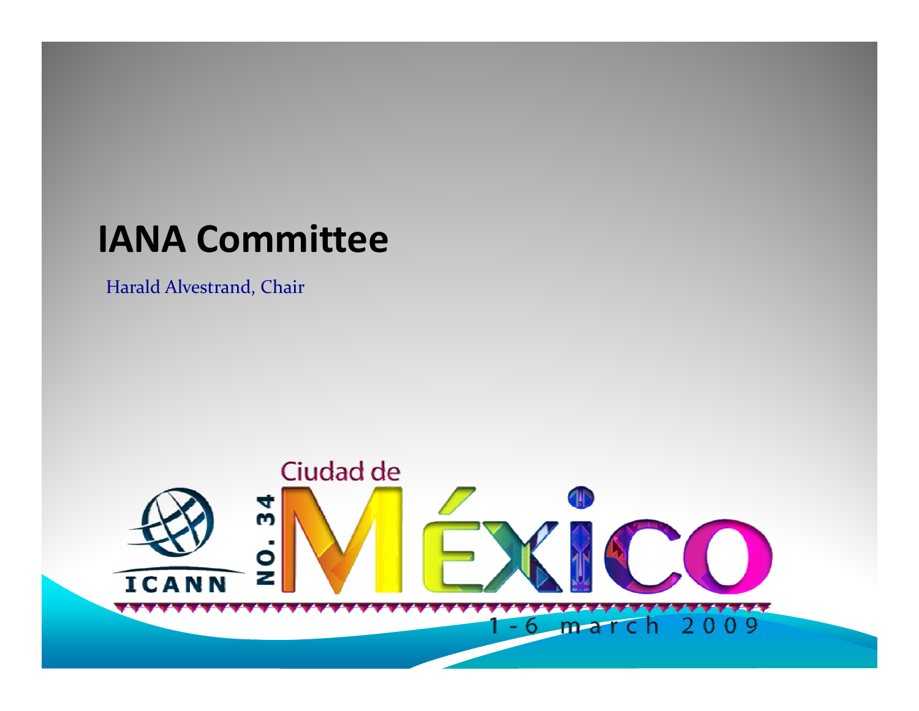# IANA Committee

Harald Alvestrand, Chair

ICANN NO. 34 Ciudad de México

1-6 march 2009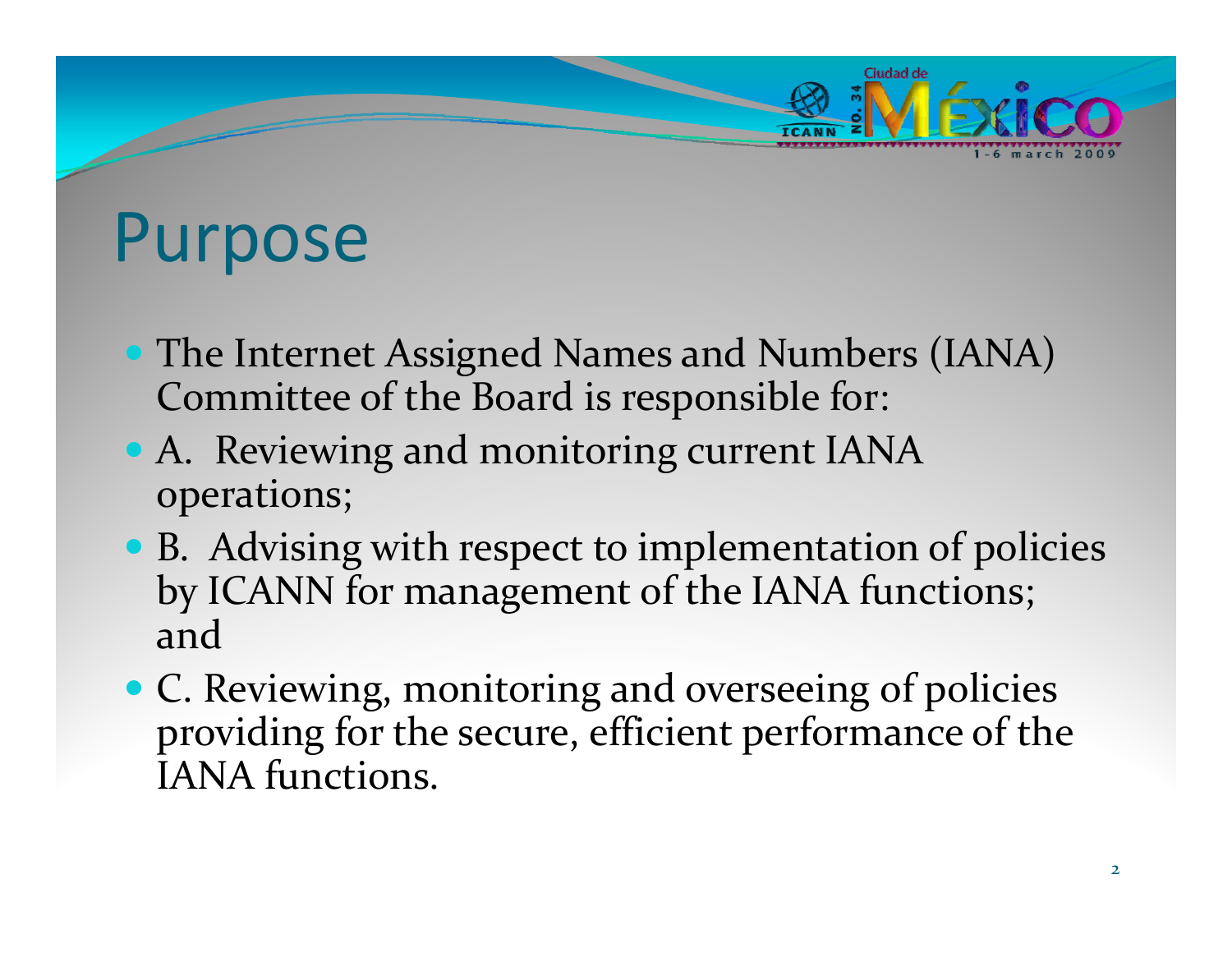# Purpose

- The Internet Assigned Names and Numbers (IANA) Committee of the Board is responsible for:
- A. Reviewing and monitoring current IANA operations;
- B. Advising with respect to implementation of policies by ICANN for management of the IANA functions; and
- C. Reviewing, monitoring and overseeing of policies providing for the secure, efficient performance of the IANA functions.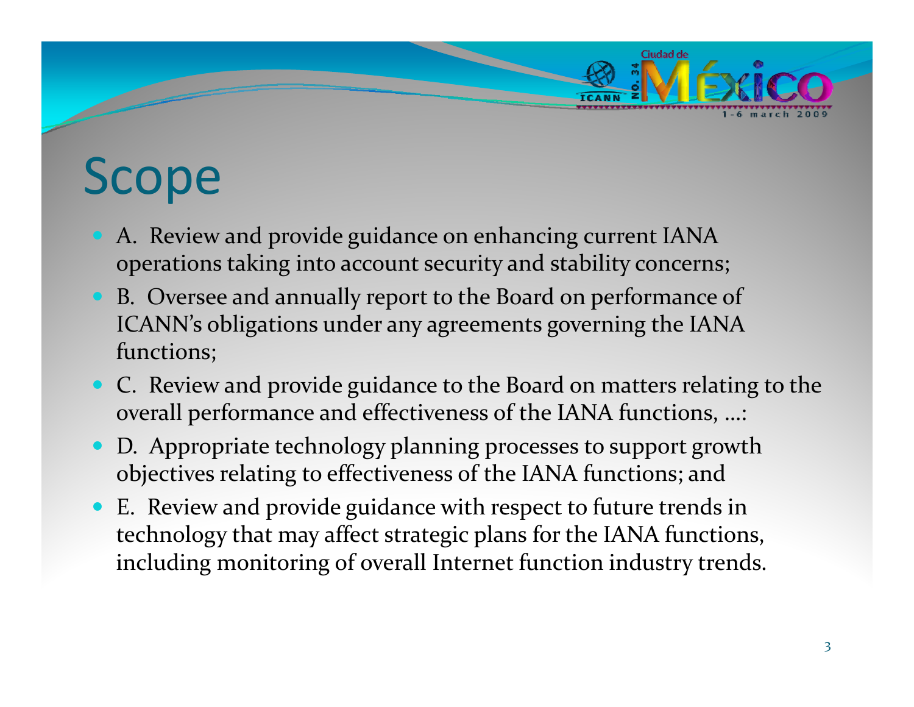# Scope

- A. Review and provide guidance on enhancing current IANA operations taking into account security and stability concerns;
- B. Oversee and annually report to the Board on performance of ICANN's obligations under any agreements governing the IANA functions;
- C. Review and provide guidance to the Board on matters relating to the overall performance and effectiveness of the IANA functions, ...:
- D. Appropriate technology planning processes to support growth objectives relating to effectiveness of the IANA functions; and
- E. Review and provide guidance with respect to future trends in technology that may affect strategic plans for the IANA functions, including monitoring of overall Internet function industry trends.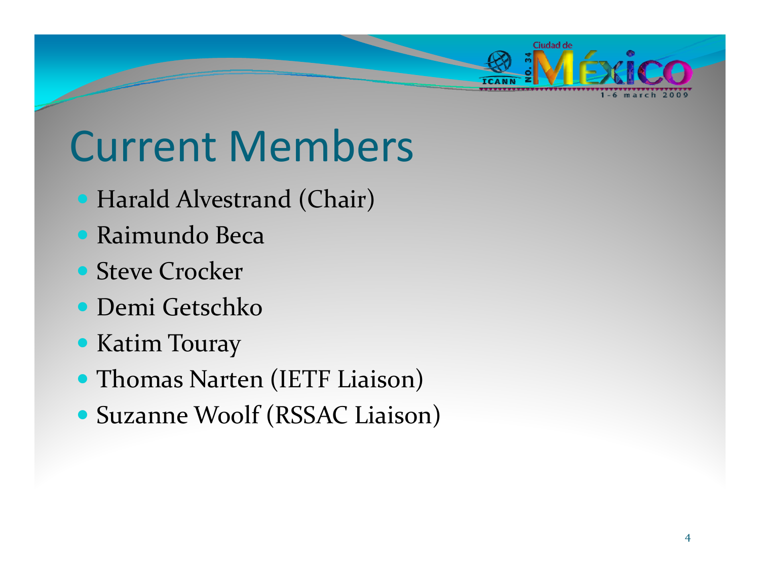# Current Members

- Harald Alvestrand (Chair)
- Raimundo Beca
- Steve Crocker
- Demi Getschko
- Katim Touray
- Thomas Narten (IETF Liaison)
- Suzanne Woolf (RSSAC Liaison)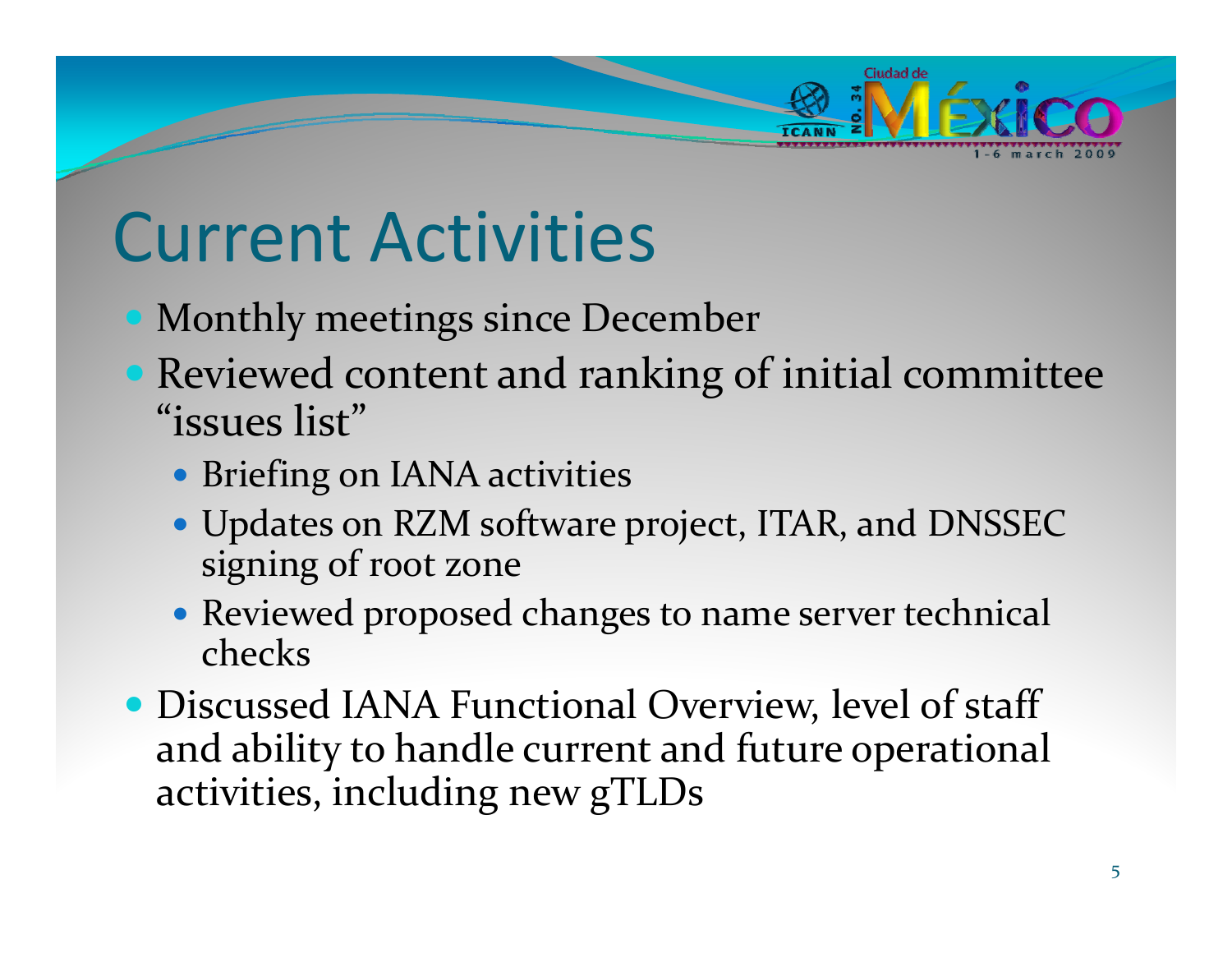# Current Activities

- Monthly meetings since December
- Reviewed content and ranking of initial committee "issues list"
  - Briefing on IANA activities
  - Updates on RZM software project, ITAR, and DNSSEC signing of root zone
  - Reviewed proposed changes to name server technical checks
- Discussed IANA Functional Overview, level of staff and ability to handle current and future operational activities, including new gTLDs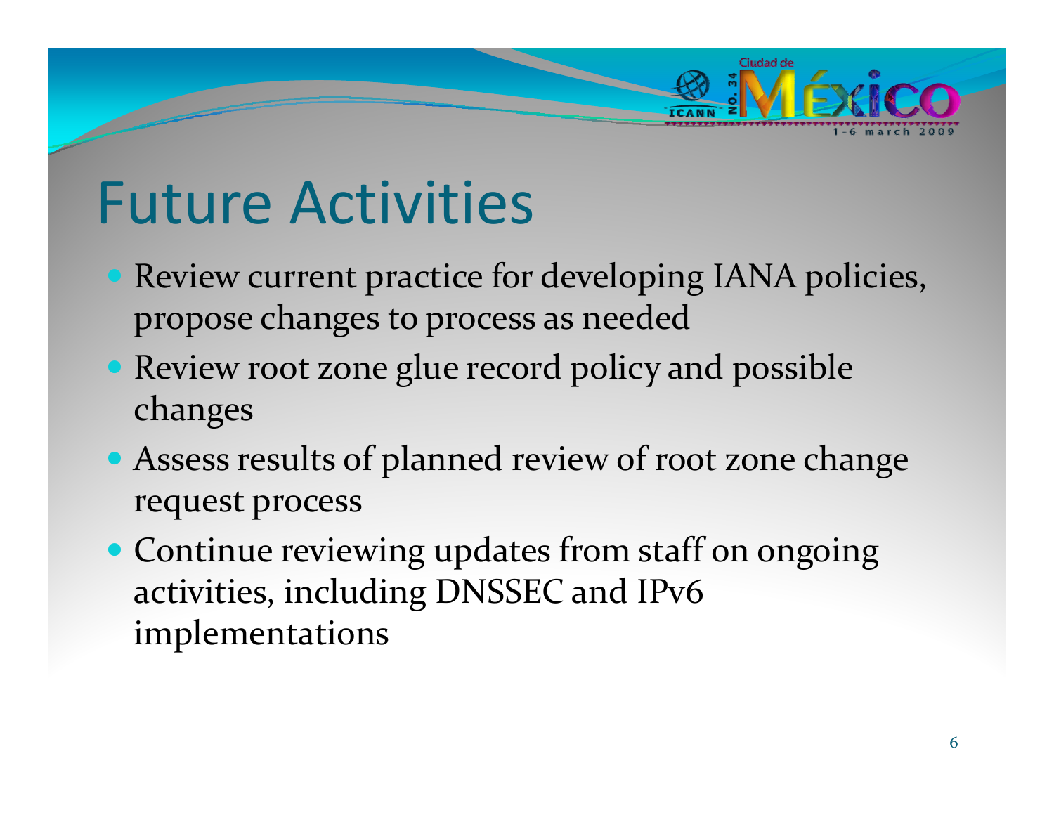# Future Activities

- Review current practice for developing IANA policies, propose changes to process as needed
- Review root zone glue record policy and possible changes
- Assess results of planned review of root zone change request process
- Continue reviewing updates from staff on ongoing activities, including DNSSEC and IPv6 implementations